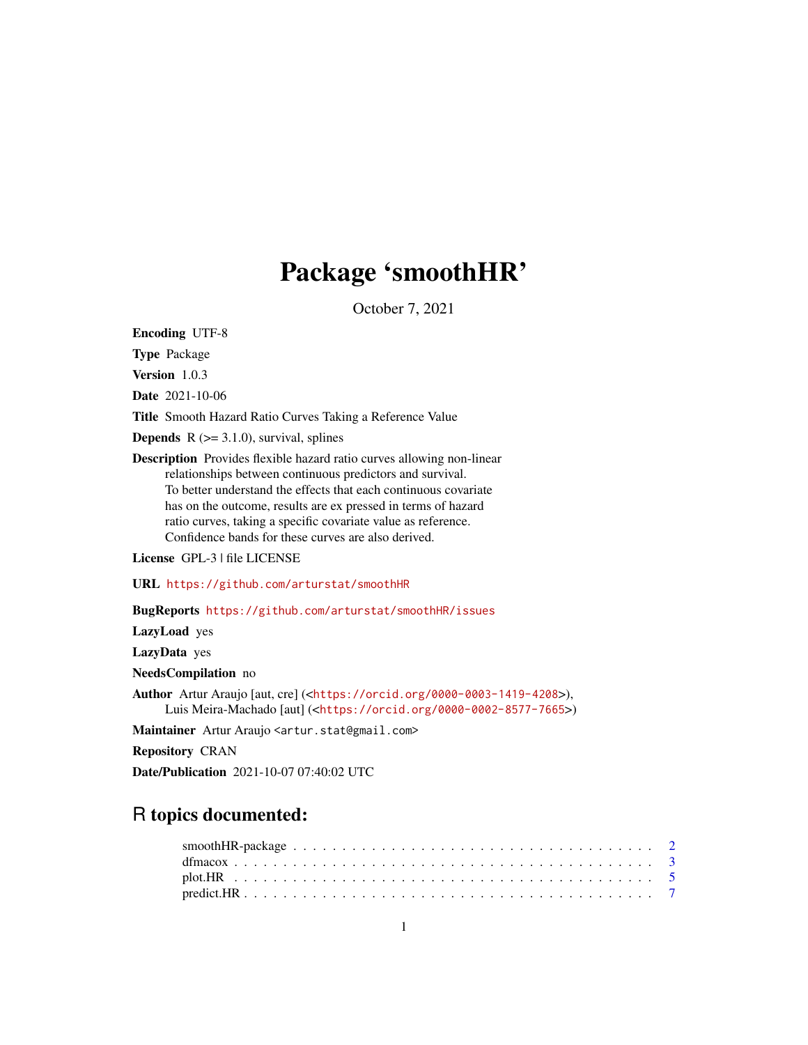# Package 'smoothHR'

October 7, 2021

**Encoding** UTF-8

**Type** Package

**Version** 1.0.3

**Date** 2021-10-06

**Title** Smooth Hazard Ratio Curves Taking a Reference Value

**Depends** R (>= 3.1.0), survival, splines

**Description** Provides flexible hazard ratio curves allowing non-linear relationships between continuous predictors and survival. To better understand the effects that each continuous covariate has on the outcome, results are ex pressed in terms of hazard ratio curves, taking a specific covariate value as reference. Confidence bands for these curves are also derived.

**License** GPL-3 | file LICENSE

**URL** https://github.com/arturstat/smoothHR

**BugReports** https://github.com/arturstat/smoothHR/issues

**LazyLoad** yes

**LazyData** yes

**NeedsCompilation** no

**Author** Artur Araujo [aut, cre] (<https://orcid.org/0000-0003-1419-4208>), Luis Meira-Machado [aut] (<https://orcid.org/0000-0002-8577-7665>)

**Maintainer** Artur Araujo <artur.stat@gmail.com>

**Repository** CRAN

**Date/Publication** 2021-10-07 07:40:02 UTC

## R topics documented:

- smoothHR-package . . . . . . . . . . . . . . . . . . . . . . . . . . . . . . . . . . . 2
- dfmacox . . . . . . . . . . . . . . . . . . . . . . . . . . . . . . . . . . . . . . . . 3
- plot.HR . . . . . . . . . . . . . . . . . . . . . . . . . . . . . . . . . . . . . . . . 5
- predict.HR . . . . . . . . . . . . . . . . . . . . . . . . . . . . . . . . . . . . . . . 7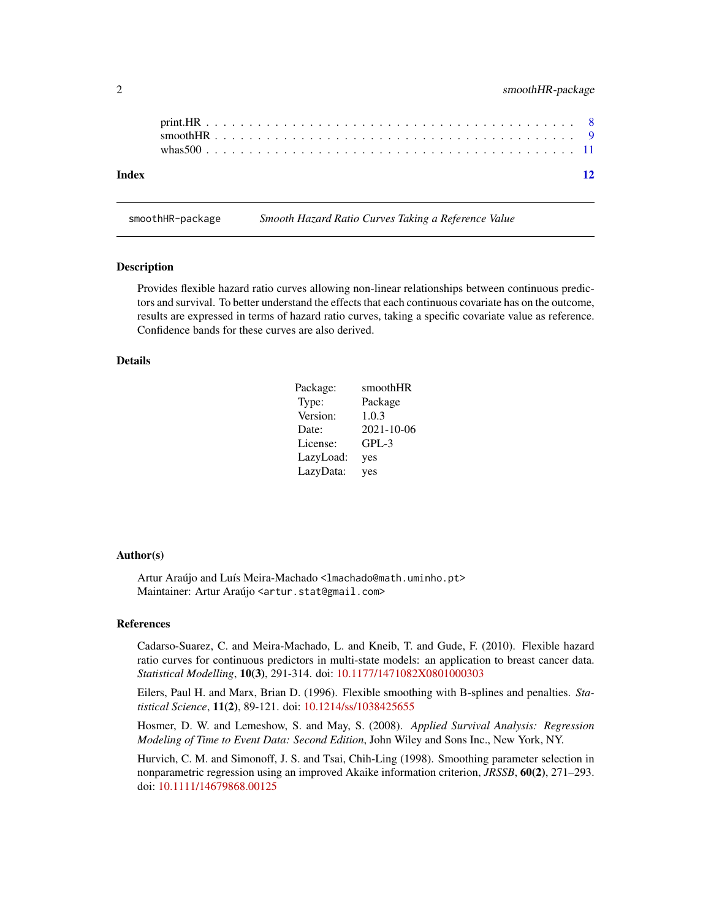print.HR . . . . . . . . . . . . . . . . . . . . . . . . . . . . . . . . . . . . . . . . 8
smoothHR . . . . . . . . . . . . . . . . . . . . . . . . . . . . . . . . . . . . . . . . 9
whas500 . . . . . . . . . . . . . . . . . . . . . . . . . . . . . . . . . . . . . . . . 11

**Index** **12**

---

smoothHR-package *Smooth Hazard Ratio Curves Taking a Reference Value*

---

## Description

Provides flexible hazard ratio curves allowing non-linear relationships between continuous predictors and survival. To better understand the effects that each continuous covariate has on the outcome, results are expressed in terms of hazard ratio curves, taking a specific covariate value as reference. Confidence bands for these curves are also derived.

## Details

| | |
|---|---|
| Package: | smoothHR |
| Type: | Package |
| Version: | 1.0.3 |
| Date: | 2021-10-06 |
| License: | GPL-3 |
| LazyLoad: | yes |
| LazyData: | yes |

## Author(s)

Artur Araújo and Luís Meira-Machado <lmachado@math.uminho.pt>
Maintainer: Artur Araújo <artur.stat@gmail.com>

## References

Cadarso-Suarez, C. and Meira-Machado, L. and Kneib, T. and Gude, F. (2010). Flexible hazard ratio curves for continuous predictors in multi-state models: an application to breast cancer data. *Statistical Modelling*, **10(3)**, 291-314. doi: 10.1177/1471082X0801000303

Eilers, Paul H. and Marx, Brian D. (1996). Flexible smoothing with B-splines and penalties. *Statistical Science*, **11(2)**, 89-121. doi: 10.1214/ss/1038425655

Hosmer, D. W. and Lemeshow, S. and May, S. (2008). *Applied Survival Analysis: Regression Modeling of Time to Event Data: Second Edition*, John Wiley and Sons Inc., New York, NY.

Hurvich, C. M. and Simonoff, J. S. and Tsai, Chih-Ling (1998). Smoothing parameter selection in nonparametric regression using an improved Akaike information criterion, *JRSSB*, **60(2)**, 271–293. doi: 10.1111/14679868.00125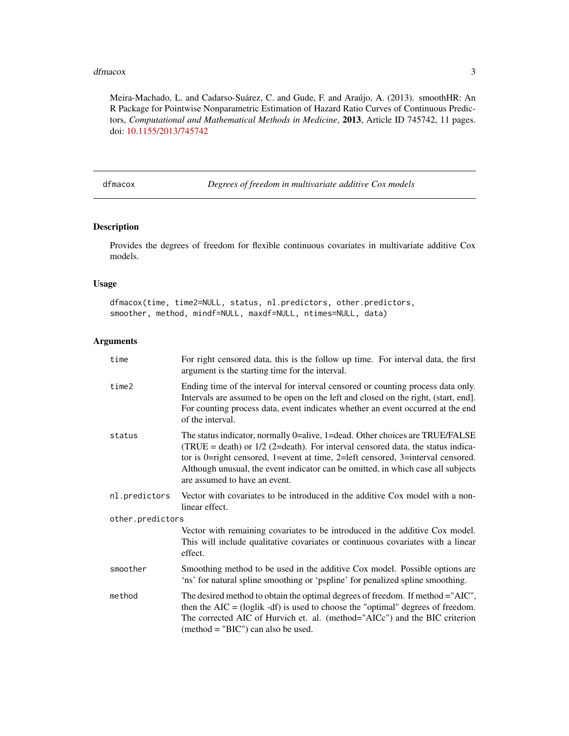Meira-Machado, L. and Cadarso-Suárez, C. and Gude, F. and Araújo, A. (2013). smoothHR: An R Package for Pointwise Nonparametric Estimation of Hazard Ratio Curves of Continuous Predictors, *Computational and Mathematical Methods in Medicine*, **2013**, Article ID 745742, 11 pages. doi: 10.1155/2013/745742

---

## dfmacox — *Degrees of freedom in multivariate additive Cox models*

### Description

Provides the degrees of freedom for flexible continuous covariates in multivariate additive Cox models.

### Usage

```
dfmacox(time, time2=NULL, status, nl.predictors, other.predictors,
smoother, method, mindf=NULL, maxdf=NULL, ntimes=NULL, data)
```

### Arguments

| Argument | Description |
|---|---|
| `time` | For right censored data, this is the follow up time. For interval data, the first argument is the starting time for the interval. |
| `time2` | Ending time of the interval for interval censored or counting process data only. Intervals are assumed to be open on the left and closed on the right, (start, end]. For counting process data, event indicates whether an event occurred at the end of the interval. |
| `status` | The status indicator, normally 0=alive, 1=dead. Other choices are TRUE/FALSE (TRUE = death) or 1/2 (2=death). For interval censored data, the status indicator is 0=right censored, 1=event at time, 2=left censored, 3=interval censored. Although unusual, the event indicator can be omitted, in which case all subjects are assumed to have an event. |
| `nl.predictors` | Vector with covariates to be introduced in the additive Cox model with a nonlinear effect. |
| `other.predictors` | Vector with remaining covariates to be introduced in the additive Cox model. This will include qualitative covariates or continuous covariates with a linear effect. |
| `smoother` | Smoothing method to be used in the additive Cox model. Possible options are 'ns' for natural spline smoothing or 'pspline' for penalized spline smoothing. |
| `method` | The desired method to obtain the optimal degrees of freedom. If method ="AIC", then the AIC = (loglik -df) is used to choose the "optimal" degrees of freedom. The corrected AIC of Hurvich et. al. (method="AICc") and the BIC criterion (method = "BIC") can also be used. |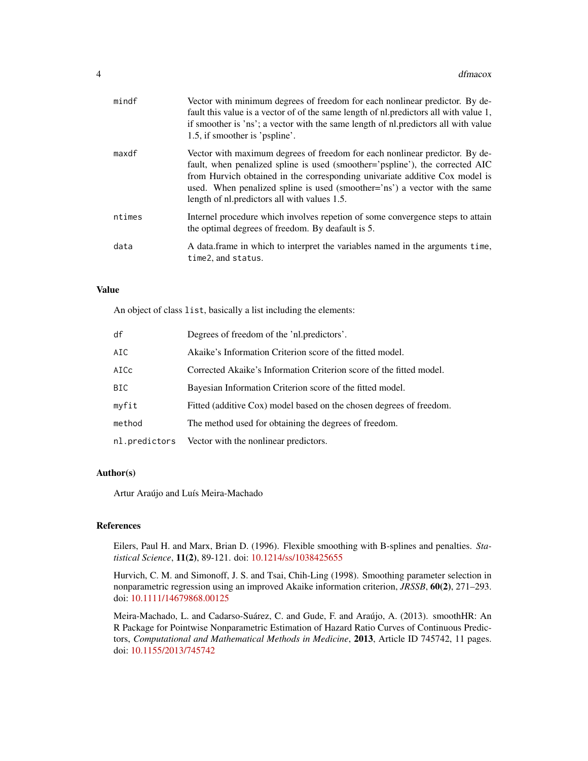| | |
|---|---|
| mindf | Vector with minimum degrees of freedom for each nonlinear predictor. By default this value is a vector of of the same length of nl.predictors all with value 1, if smoother is 'ns'; a vector with the same length of nl.predictors all with value 1.5, if smoother is 'pspline'. |
| maxdf | Vector with maximum degrees of freedom for each nonlinear predictor. By default, when penalized spline is used (smoother='pspline'), the corrected AIC from Hurvich obtained in the corresponding univariate additive Cox model is used. When penalized spline is used (smoother='ns') a vector with the same length of nl.predictors all with values 1.5. |
| ntimes | Internel procedure which involves repetion of some convergence steps to attain the optimal degrees of freedom. By deafault is 5. |
| data | A data.frame in which to interpret the variables named in the arguments `time`, `time2`, and `status`. |

### Value

An object of class `list`, basically a list including the elements:

| | |
|---|---|
| df | Degrees of freedom of the 'nl.predictors'. |
| AIC | Akaike's Information Criterion score of the fitted model. |
| AICc | Corrected Akaike's Information Criterion score of the fitted model. |
| BIC | Bayesian Information Criterion score of the fitted model. |
| myfit | Fitted (additive Cox) model based on the chosen degrees of freedom. |
| method | The method used for obtaining the degrees of freedom. |
| nl.predictors | Vector with the nonlinear predictors. |

### Author(s)

Artur Araújo and Luís Meira-Machado

### References

Eilers, Paul H. and Marx, Brian D. (1996). Flexible smoothing with B-splines and penalties. *Statistical Science*, **11(2)**, 89-121. doi: 10.1214/ss/1038425655

Hurvich, C. M. and Simonoff, J. S. and Tsai, Chih-Ling (1998). Smoothing parameter selection in nonparametric regression using an improved Akaike information criterion, *JRSSB*, **60(2)**, 271–293. doi: 10.1111/14679868.00125

Meira-Machado, L. and Cadarso-Suárez, C. and Gude, F. and Araújo, A. (2013). smoothHR: An R Package for Pointwise Nonparametric Estimation of Hazard Ratio Curves of Continuous Predictors, *Computational and Mathematical Methods in Medicine*, **2013**, Article ID 745742, 11 pages. doi: 10.1155/2013/745742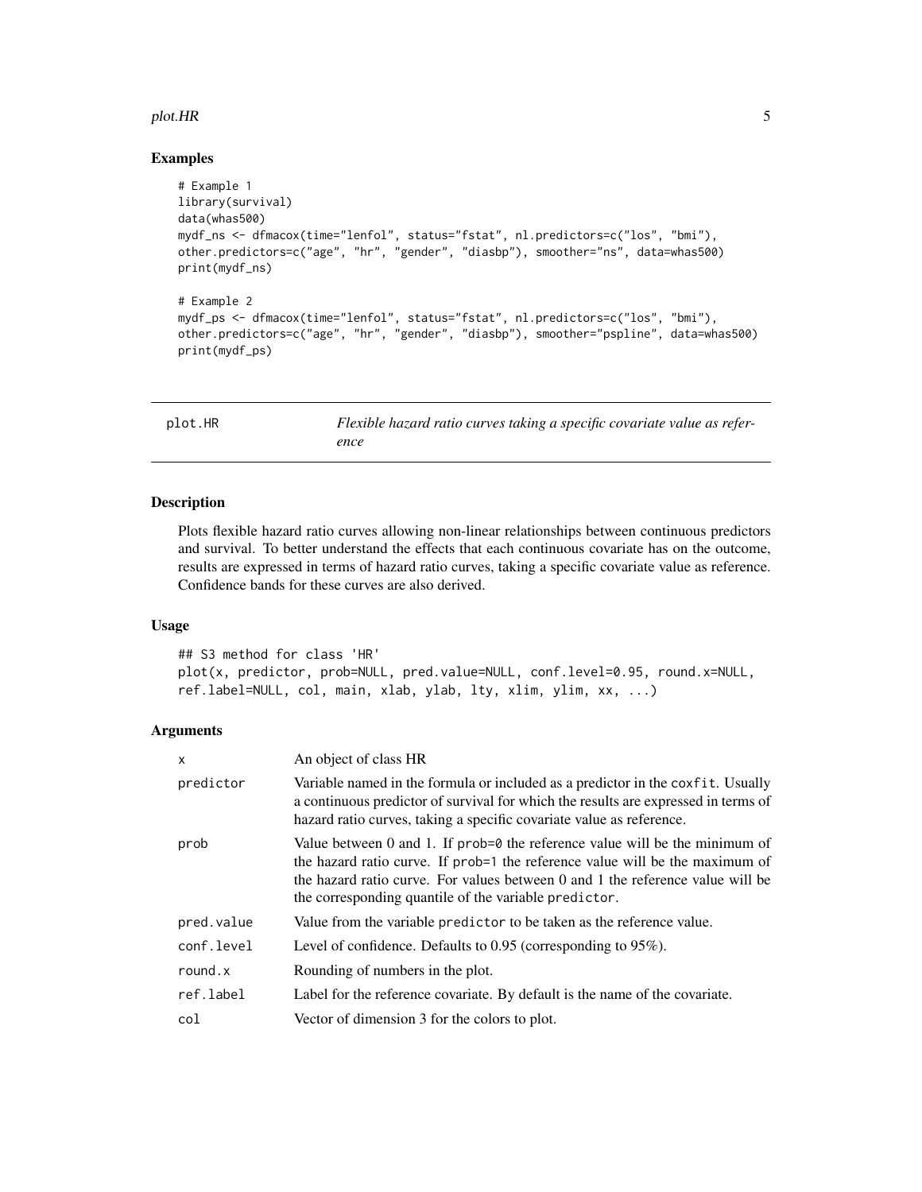## Examples

```
# Example 1
library(survival)
data(whas500)
mydf_ns <- dfmacox(time="lenfol", status="fstat", nl.predictors=c("los", "bmi"),
other.predictors=c("age", "hr", "gender", "diasbp"), smoother="ns", data=whas500)
print(mydf_ns)

# Example 2
mydf_ps <- dfmacox(time="lenfol", status="fstat", nl.predictors=c("los", "bmi"),
other.predictors=c("age", "hr", "gender", "diasbp"), smoother="pspline", data=whas500)
print(mydf_ps)
```

---

# plot.HR — *Flexible hazard ratio curves taking a specific covariate value as reference*

---

## Description

Plots flexible hazard ratio curves allowing non-linear relationships between continuous predictors and survival. To better understand the effects that each continuous covariate has on the outcome, results are expressed in terms of hazard ratio curves, taking a specific covariate value as reference. Confidence bands for these curves are also derived.

## Usage

```
## S3 method for class 'HR'
plot(x, predictor, prob=NULL, pred.value=NULL, conf.level=0.95, round.x=NULL,
ref.label=NULL, col, main, xlab, ylab, lty, xlim, ylim, xx, ...)
```

## Arguments

| | |
|---|---|
| `x` | An object of class HR |
| `predictor` | Variable named in the formula or included as a predictor in the `coxfit`. Usually a continuous predictor of survival for which the results are expressed in terms of hazard ratio curves, taking a specific covariate value as reference. |
| `prob` | Value between 0 and 1. If `prob=0` the reference value will be the minimum of the hazard ratio curve. If `prob=1` the reference value will be the maximum of the hazard ratio curve. For values between 0 and 1 the reference value will be the corresponding quantile of the variable `predictor`. |
| `pred.value` | Value from the variable `predictor` to be taken as the reference value. |
| `conf.level` | Level of confidence. Defaults to 0.95 (corresponding to 95%). |
| `round.x` | Rounding of numbers in the plot. |
| `ref.label` | Label for the reference covariate. By default is the name of the covariate. |
| `col` | Vector of dimension 3 for the colors to plot. |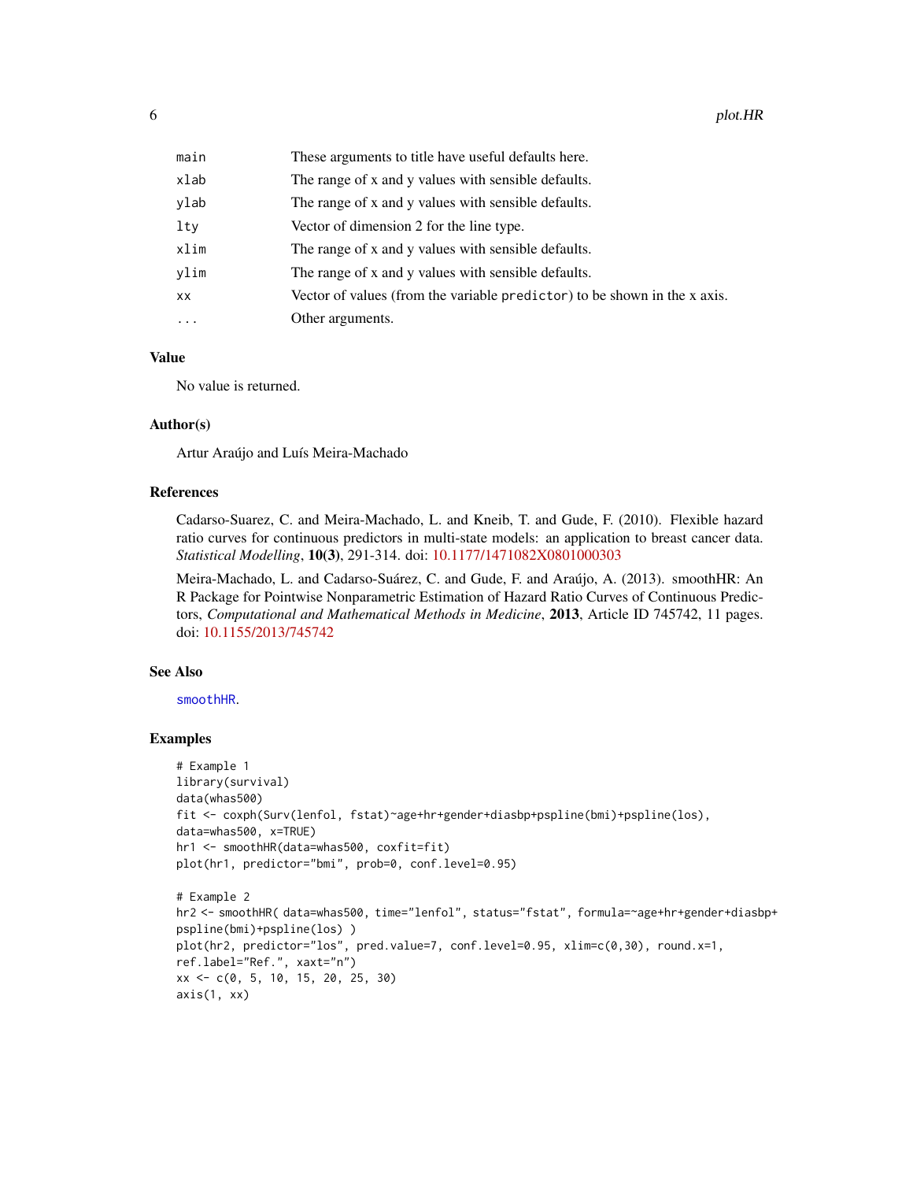| | |
|---|---|
| `main` | These arguments to title have useful defaults here. |
| `xlab` | The range of x and y values with sensible defaults. |
| `ylab` | The range of x and y values with sensible defaults. |
| `lty` | Vector of dimension 2 for the line type. |
| `xlim` | The range of x and y values with sensible defaults. |
| `ylim` | The range of x and y values with sensible defaults. |
| `xx` | Vector of values (from the variable `predictor`) to be shown in the x axis. |
| `...` | Other arguments. |

## Value

No value is returned.

## Author(s)

Artur Araújo and Luís Meira-Machado

## References

Cadarso-Suarez, C. and Meira-Machado, L. and Kneib, T. and Gude, F. (2010). Flexible hazard ratio curves for continuous predictors in multi-state models: an application to breast cancer data. *Statistical Modelling*, **10(3)**, 291-314. doi: 10.1177/1471082X0801000303

Meira-Machado, L. and Cadarso-Suárez, C. and Gude, F. and Araújo, A. (2013). smoothHR: An R Package for Pointwise Nonparametric Estimation of Hazard Ratio Curves of Continuous Predictors, *Computational and Mathematical Methods in Medicine*, **2013**, Article ID 745742, 11 pages. doi: 10.1155/2013/745742

## See Also

`smoothHR`.

## Examples

```
# Example 1
library(survival)
data(whas500)
fit <- coxph(Surv(lenfol, fstat)~age+hr+gender+diasbp+pspline(bmi)+pspline(los),
data=whas500, x=TRUE)
hr1 <- smoothHR(data=whas500, coxfit=fit)
plot(hr1, predictor="bmi", prob=0, conf.level=0.95)

# Example 2
hr2 <- smoothHR( data=whas500, time="lenfol", status="fstat", formula=~age+hr+gender+diasbp+
pspline(bmi)+pspline(los) )
plot(hr2, predictor="los", pred.value=7, conf.level=0.95, xlim=c(0,30), round.x=1,
ref.label="Ref.", xaxt="n")
xx <- c(0, 5, 10, 15, 20, 25, 30)
axis(1, xx)
```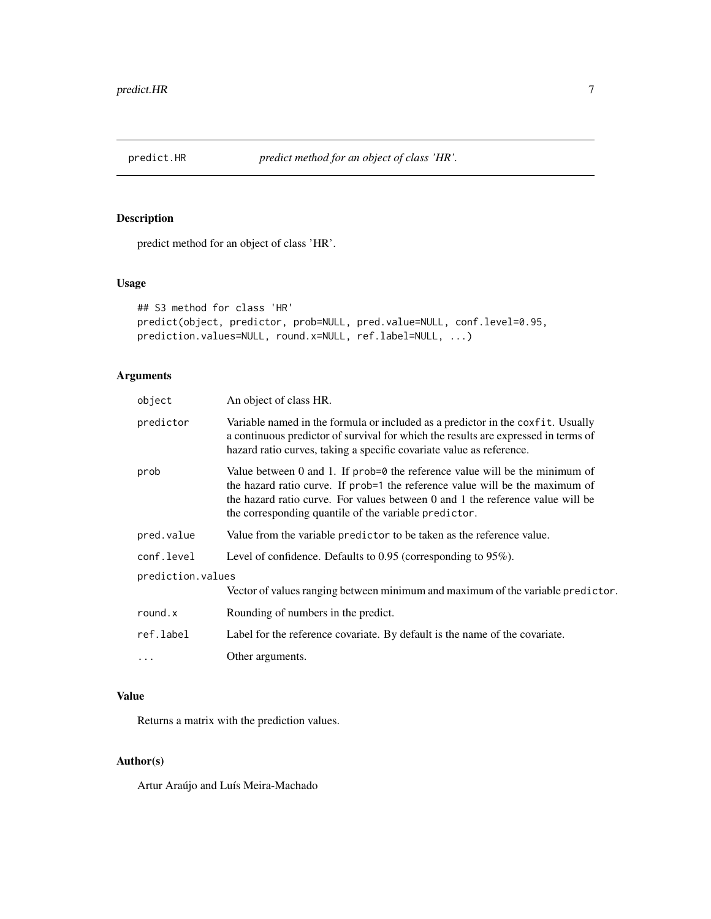predict.HR *predict method for an object of class 'HR'.*

## Description

predict method for an object of class 'HR'.

## Usage

```
## S3 method for class 'HR'
predict(object, predictor, prob=NULL, pred.value=NULL, conf.level=0.95,
prediction.values=NULL, round.x=NULL, ref.label=NULL, ...)
```

## Arguments

| | |
|---|---|
| `object` | An object of class HR. |
| `predictor` | Variable named in the formula or included as a predictor in the `coxfit`. Usually a continuous predictor of survival for which the results are expressed in terms of hazard ratio curves, taking a specific covariate value as reference. |
| `prob` | Value between 0 and 1. If `prob=0` the reference value will be the minimum of the hazard ratio curve. If `prob=1` the reference value will be the maximum of the hazard ratio curve. For values between 0 and 1 the reference value will be the corresponding quantile of the variable `predictor`. |
| `pred.value` | Value from the variable `predictor` to be taken as the reference value. |
| `conf.level` | Level of confidence. Defaults to 0.95 (corresponding to 95%). |
| `prediction.values` | Vector of values ranging between minimum and maximum of the variable `predictor`. |
| `round.x` | Rounding of numbers in the predict. |
| `ref.label` | Label for the reference covariate. By default is the name of the covariate. |
| `...` | Other arguments. |

## Value

Returns a matrix with the prediction values.

## Author(s)

Artur Araújo and Luís Meira-Machado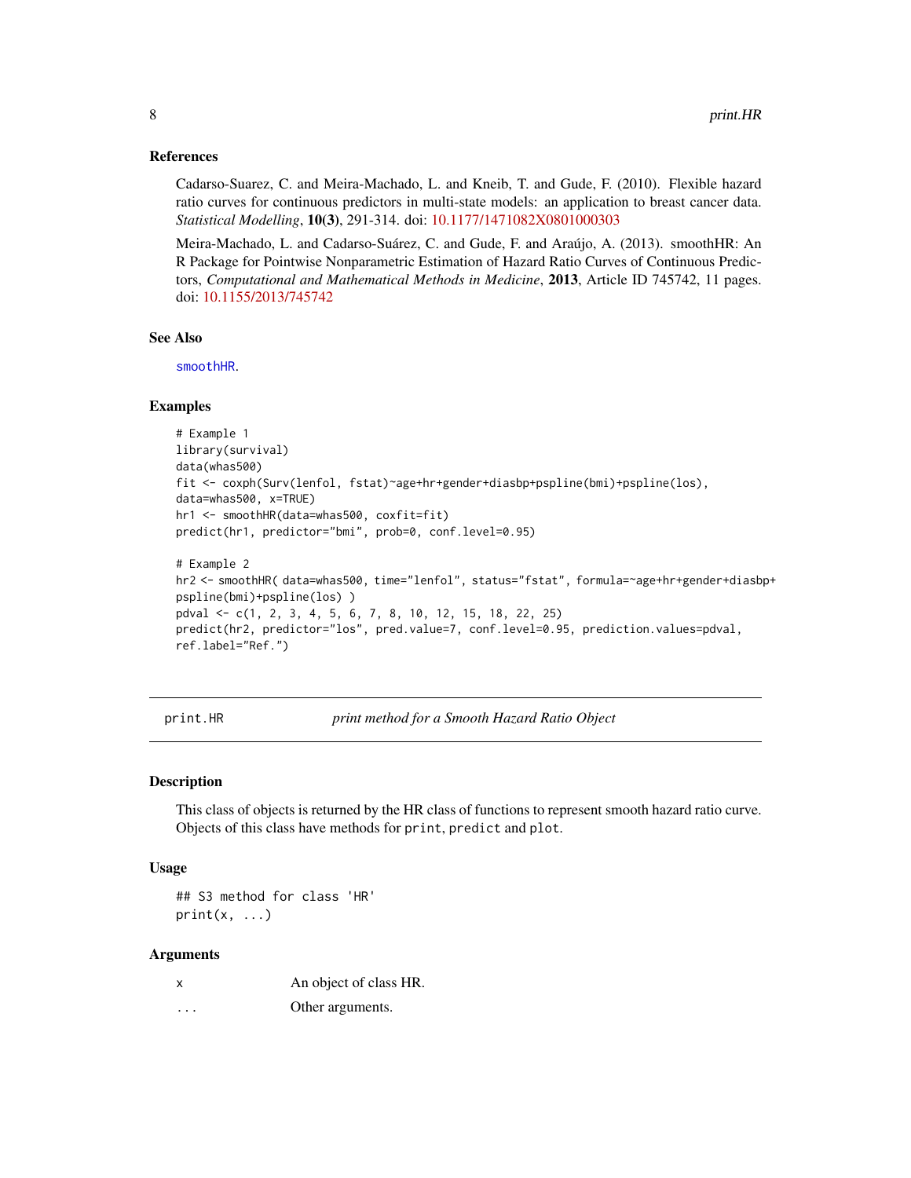### References

Cadarso-Suarez, C. and Meira-Machado, L. and Kneib, T. and Gude, F. (2010). Flexible hazard ratio curves for continuous predictors in multi-state models: an application to breast cancer data. *Statistical Modelling*, **10(3)**, 291-314. doi: 10.1177/1471082X0801000303

Meira-Machado, L. and Cadarso-Suárez, C. and Gude, F. and Araújo, A. (2013). smoothHR: An R Package for Pointwise Nonparametric Estimation of Hazard Ratio Curves of Continuous Predictors, *Computational and Mathematical Methods in Medicine*, **2013**, Article ID 745742, 11 pages. doi: 10.1155/2013/745742

### See Also

`smoothHR`.

### Examples

```
# Example 1
library(survival)
data(whas500)
fit <- coxph(Surv(lenfol, fstat)~age+hr+gender+diasbp+pspline(bmi)+pspline(los),
data=whas500, x=TRUE)
hr1 <- smoothHR(data=whas500, coxfit=fit)
predict(hr1, predictor="bmi", prob=0, conf.level=0.95)

# Example 2
hr2 <- smoothHR( data=whas500, time="lenfol", status="fstat", formula=~age+hr+gender+diasbp+
pspline(bmi)+pspline(los) )
pdval <- c(1, 2, 3, 4, 5, 6, 7, 8, 10, 12, 15, 18, 22, 25)
predict(hr2, predictor="los", pred.value=7, conf.level=0.95, prediction.values=pdval,
ref.label="Ref.")
```

---

## print.HR — *print method for a Smooth Hazard Ratio Object*

### Description

This class of objects is returned by the HR class of functions to represent smooth hazard ratio curve. Objects of this class have methods for `print`, `predict` and `plot`.

### Usage

```
## S3 method for class 'HR'
print(x, ...)
```

### Arguments

| | |
|---|---|
| x | An object of class HR. |
| ... | Other arguments. |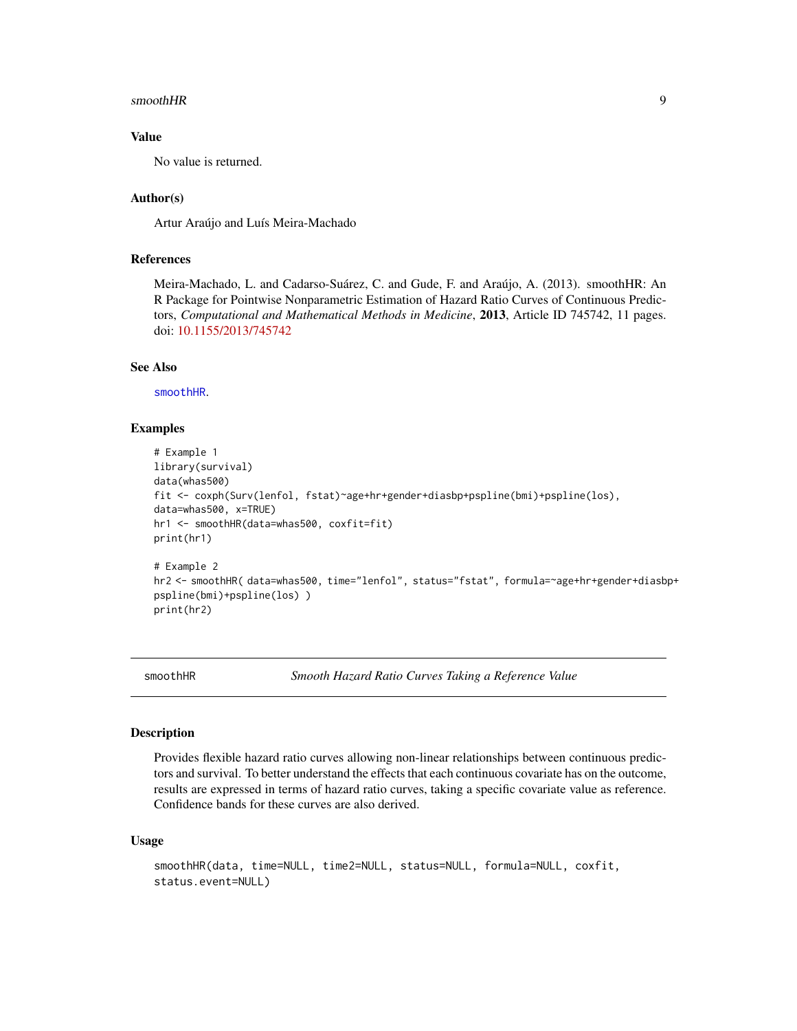### Value

No value is returned.

### Author(s)

Artur Araújo and Luís Meira-Machado

### References

Meira-Machado, L. and Cadarso-Suárez, C. and Gude, F. and Araújo, A. (2013). smoothHR: An R Package for Pointwise Nonparametric Estimation of Hazard Ratio Curves of Continuous Predictors, *Computational and Mathematical Methods in Medicine*, **2013**, Article ID 745742, 11 pages. doi: 10.1155/2013/745742

### See Also

smoothHR.

### Examples

```
# Example 1
library(survival)
data(whas500)
fit <- coxph(Surv(lenfol, fstat)~age+hr+gender+diasbp+pspline(bmi)+pspline(los),
data=whas500, x=TRUE)
hr1 <- smoothHR(data=whas500, coxfit=fit)
print(hr1)

# Example 2
hr2 <- smoothHR( data=whas500, time="lenfol", status="fstat", formula=~age+hr+gender+diasbp+
pspline(bmi)+pspline(los) )
print(hr2)
```

---

## smoothHR — *Smooth Hazard Ratio Curves Taking a Reference Value*

### Description

Provides flexible hazard ratio curves allowing non-linear relationships between continuous predictors and survival. To better understand the effects that each continuous covariate has on the outcome, results are expressed in terms of hazard ratio curves, taking a specific covariate value as reference. Confidence bands for these curves are also derived.

### Usage

```
smoothHR(data, time=NULL, time2=NULL, status=NULL, formula=NULL, coxfit,
status.event=NULL)
```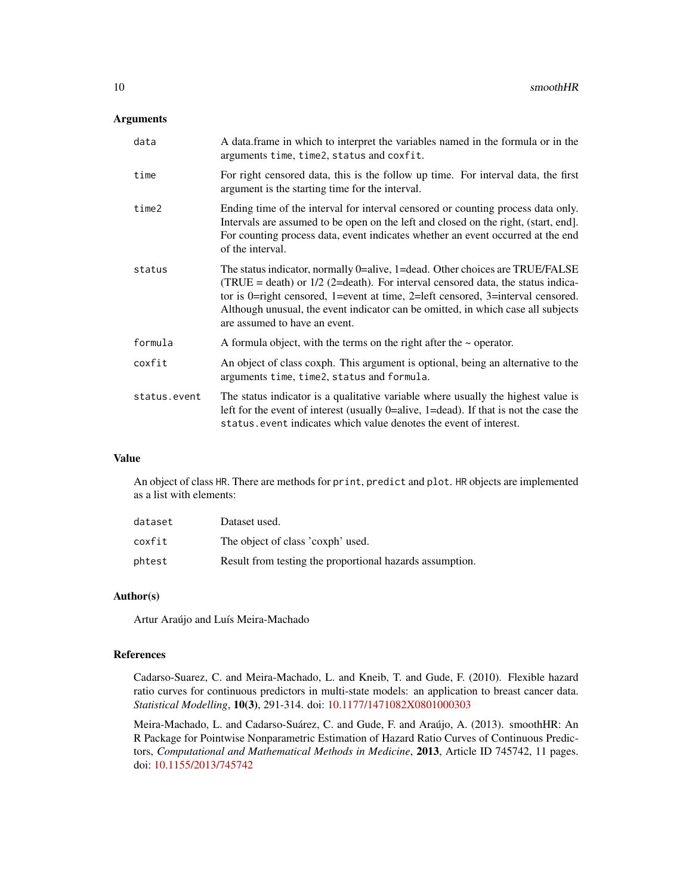## Arguments

| | |
|---|---|
| `data` | A data.frame in which to interpret the variables named in the formula or in the arguments `time`, `time2`, `status` and `coxfit`. |
| `time` | For right censored data, this is the follow up time. For interval data, the first argument is the starting time for the interval. |
| `time2` | Ending time of the interval for interval censored or counting process data only. Intervals are assumed to be open on the left and closed on the right, (start, end]. For counting process data, event indicates whether an event occurred at the end of the interval. |
| `status` | The status indicator, normally 0=alive, 1=dead. Other choices are TRUE/FALSE (TRUE = death) or 1/2 (2=death). For interval censored data, the status indicator is 0=right censored, 1=event at time, 2=left censored, 3=interval censored. Although unusual, the event indicator can be omitted, in which case all subjects are assumed to have an event. |
| `formula` | A formula object, with the terms on the right after the ~ operator. |
| `coxfit` | An object of class coxph. This argument is optional, being an alternative to the arguments `time`, `time2`, `status` and `formula`. |
| `status.event` | The status indicator is a qualitative variable where usually the highest value is left for the event of interest (usually 0=alive, 1=dead). If that is not the case the `status.event` indicates which value denotes the event of interest. |

## Value

An object of class `HR`. There are methods for `print`, `predict` and `plot`. `HR` objects are implemented as a list with elements:

| | |
|---|---|
| `dataset` | Dataset used. |
| `coxfit` | The object of class 'coxph' used. |
| `phtest` | Result from testing the proportional hazards assumption. |

## Author(s)

Artur Araújo and Luís Meira-Machado

## References

Cadarso-Suarez, C. and Meira-Machado, L. and Kneib, T. and Gude, F. (2010). Flexible hazard ratio curves for continuous predictors in multi-state models: an application to breast cancer data. *Statistical Modelling*, **10(3)**, 291-314. doi: 10.1177/1471082X0801000303

Meira-Machado, L. and Cadarso-Suárez, C. and Gude, F. and Araújo, A. (2013). smoothHR: An R Package for Pointwise Nonparametric Estimation of Hazard Ratio Curves of Continuous Predictors, *Computational and Mathematical Methods in Medicine*, **2013**, Article ID 745742, 11 pages. doi: 10.1155/2013/745742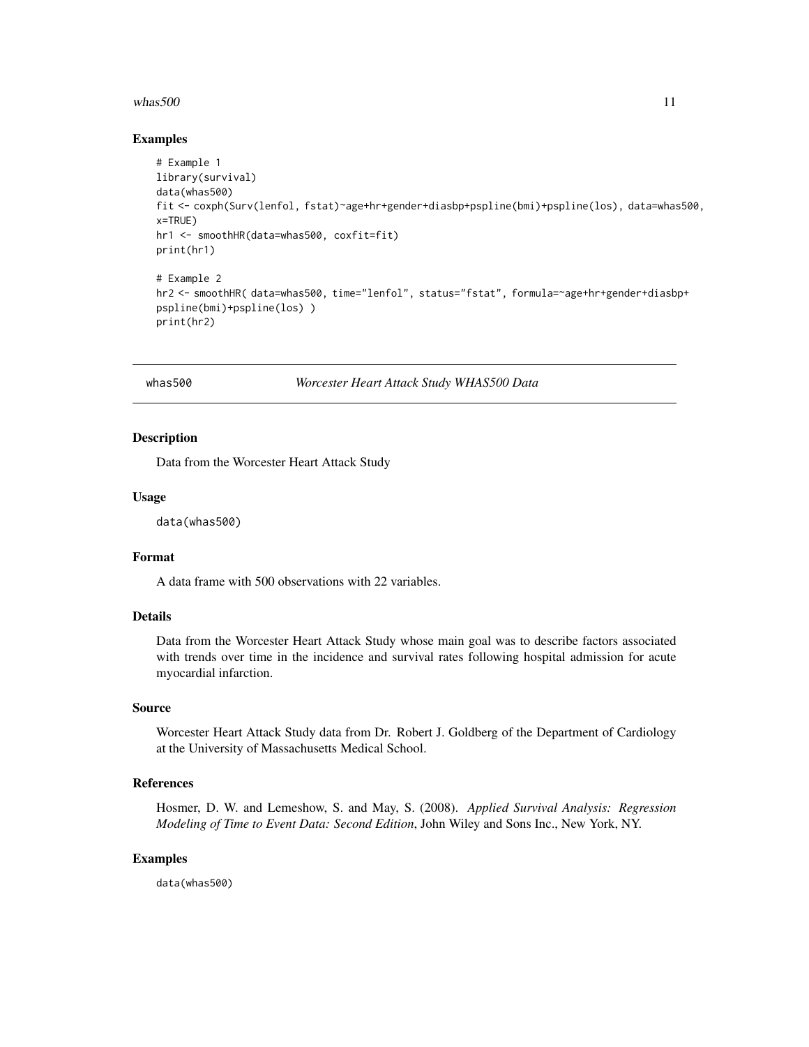### Examples

```
# Example 1
library(survival)
data(whas500)
fit <- coxph(Surv(lenfol, fstat)~age+hr+gender+diasbp+pspline(bmi)+pspline(los), data=whas500,
x=TRUE)
hr1 <- smoothHR(data=whas500, coxfit=fit)
print(hr1)

# Example 2
hr2 <- smoothHR( data=whas500, time="lenfol", status="fstat", formula=~age+hr+gender+diasbp+
pspline(bmi)+pspline(los) )
print(hr2)
```

---

## whas500 — *Worcester Heart Attack Study WHAS500 Data*

### Description

Data from the Worcester Heart Attack Study

### Usage

```
data(whas500)
```

### Format

A data frame with 500 observations with 22 variables.

### Details

Data from the Worcester Heart Attack Study whose main goal was to describe factors associated with trends over time in the incidence and survival rates following hospital admission for acute myocardial infarction.

### Source

Worcester Heart Attack Study data from Dr. Robert J. Goldberg of the Department of Cardiology at the University of Massachusetts Medical School.

### References

Hosmer, D. W. and Lemeshow, S. and May, S. (2008). *Applied Survival Analysis: Regression Modeling of Time to Event Data: Second Edition*, John Wiley and Sons Inc., New York, NY.

### Examples

```
data(whas500)
```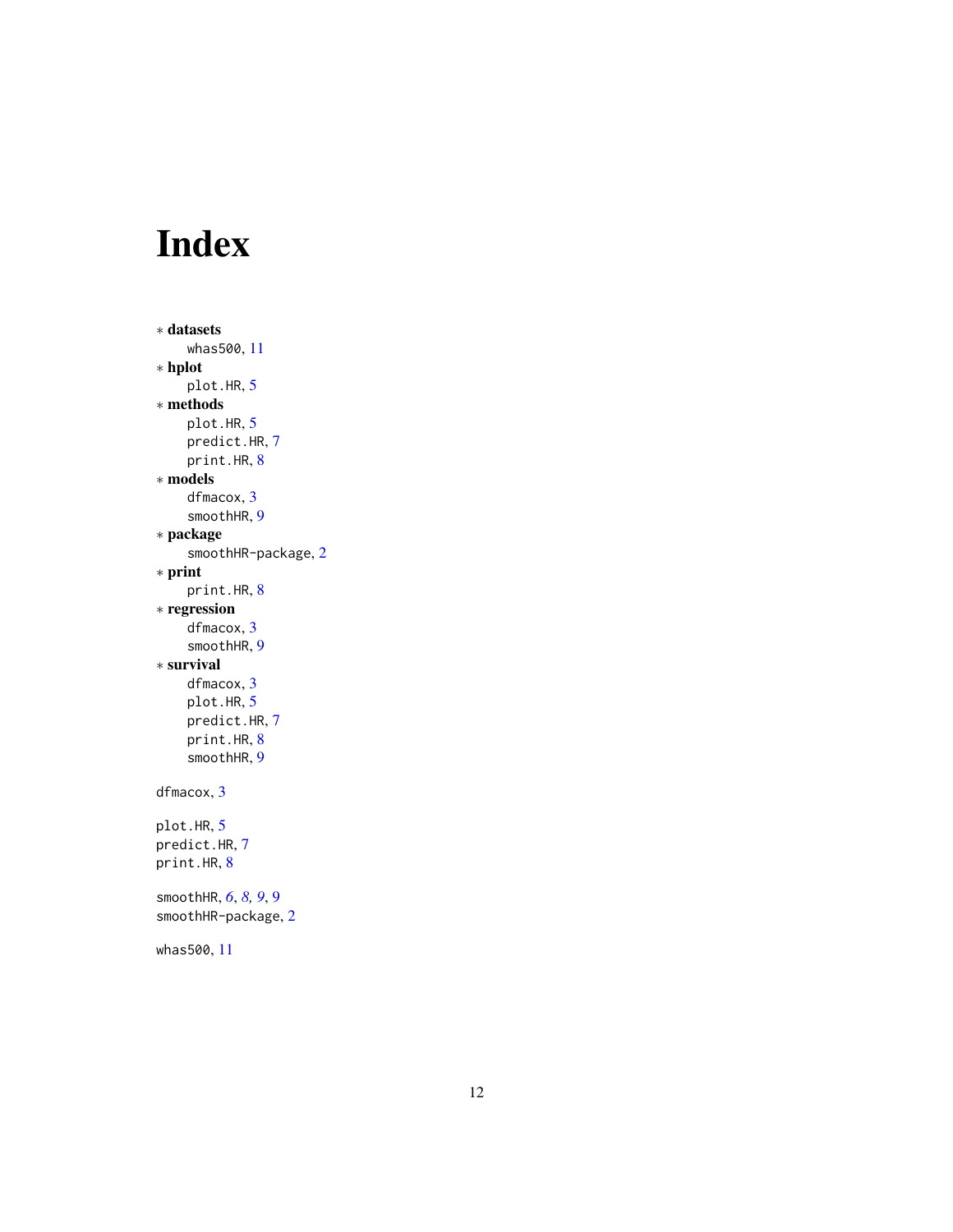# Index

∗ **datasets**
  whas500, 11

∗ **hplot**
  plot.HR, 5

∗ **methods**
  plot.HR, 5
  predict.HR, 7
  print.HR, 8

∗ **models**
  dfmacox, 3
  smoothHR, 9

∗ **package**
  smoothHR-package, 2

∗ **print**
  print.HR, 8

∗ **regression**
  dfmacox, 3
  smoothHR, 9

∗ **survival**
  dfmacox, 3
  plot.HR, 5
  predict.HR, 7
  print.HR, 8
  smoothHR, 9

dfmacox, 3

plot.HR, 5
predict.HR, 7
print.HR, 8

smoothHR, *6*, *8*, *9*, 9
smoothHR-package, 2

whas500, 11